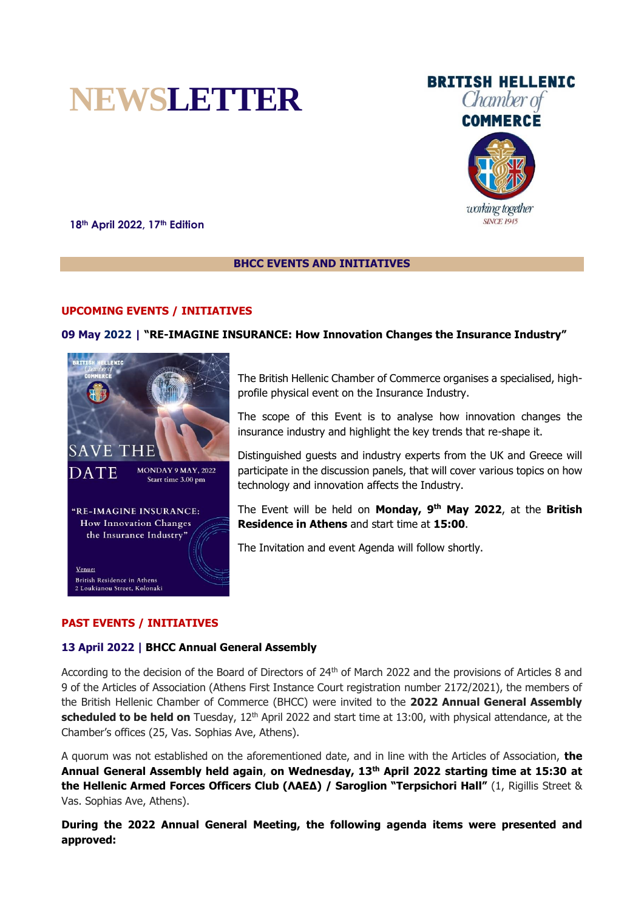# NEWSLETTER

**BRITISH HELLENIC Chamber of COMMERCE**

*working together SINCE 1945*

**18th April 2022, 17th Edition**

## BHCC EVENTS AND INITIATIVES

### UPCOMING EVENTS / INITIATIVES

**09 May 2022 | "RE-IMAGINE INSURANCE: How Innovation Changes the Insurance Industry"**

SAVE THE DATE
MONDAY 9 MAY, 2022
Start time 3.00 pm

"RE-IMAGINE INSURANCE: How Innovation Changes the Insurance Industry"

Venue:
British Residence in Athens
2 Loukianou Street, Kolonaki

The British Hellenic Chamber of Commerce organises a specialised, high-profile physical event on the Insurance Industry.

The scope of this Event is to analyse how innovation changes the insurance industry and highlight the key trends that re-shape it.

Distinguished guests and industry experts from the UK and Greece will participate in the discussion panels, that will cover various topics on how technology and innovation affects the Industry.

The Event will be held on **Monday, 9th May 2022**, at the **British Residence in Athens** and start time at **15:00**.

The Invitation and event Agenda will follow shortly.

### PAST EVENTS / INITIATIVES

**13 April 2022 | BHCC Annual General Assembly**

According to the decision of the Board of Directors of 24th of March 2022 and the provisions of Articles 8 and 9 of the Articles of Association (Athens First Instance Court registration number 2172/2021), the members of the British Hellenic Chamber of Commerce (BHCC) were invited to the **2022 Annual General Assembly scheduled to be held on** Tuesday, 12th April 2022 and start time at 13:00, with physical attendance, at the Chamber's offices (25, Vas. Sophias Ave, Athens).

A quorum was not established on the aforementioned date, and in line with the Articles of Association, **the Annual General Assembly held again**, **on Wednesday, 13th April 2022 starting time at 15:30 at the Hellenic Armed Forces Officers Club (ΛΑΕΔ) / Saroglion "Terpsichori Hall"** (1, Rigillis Street & Vas. Sophias Ave, Athens).

**During the 2022 Annual General Meeting, the following agenda items were presented and approved:**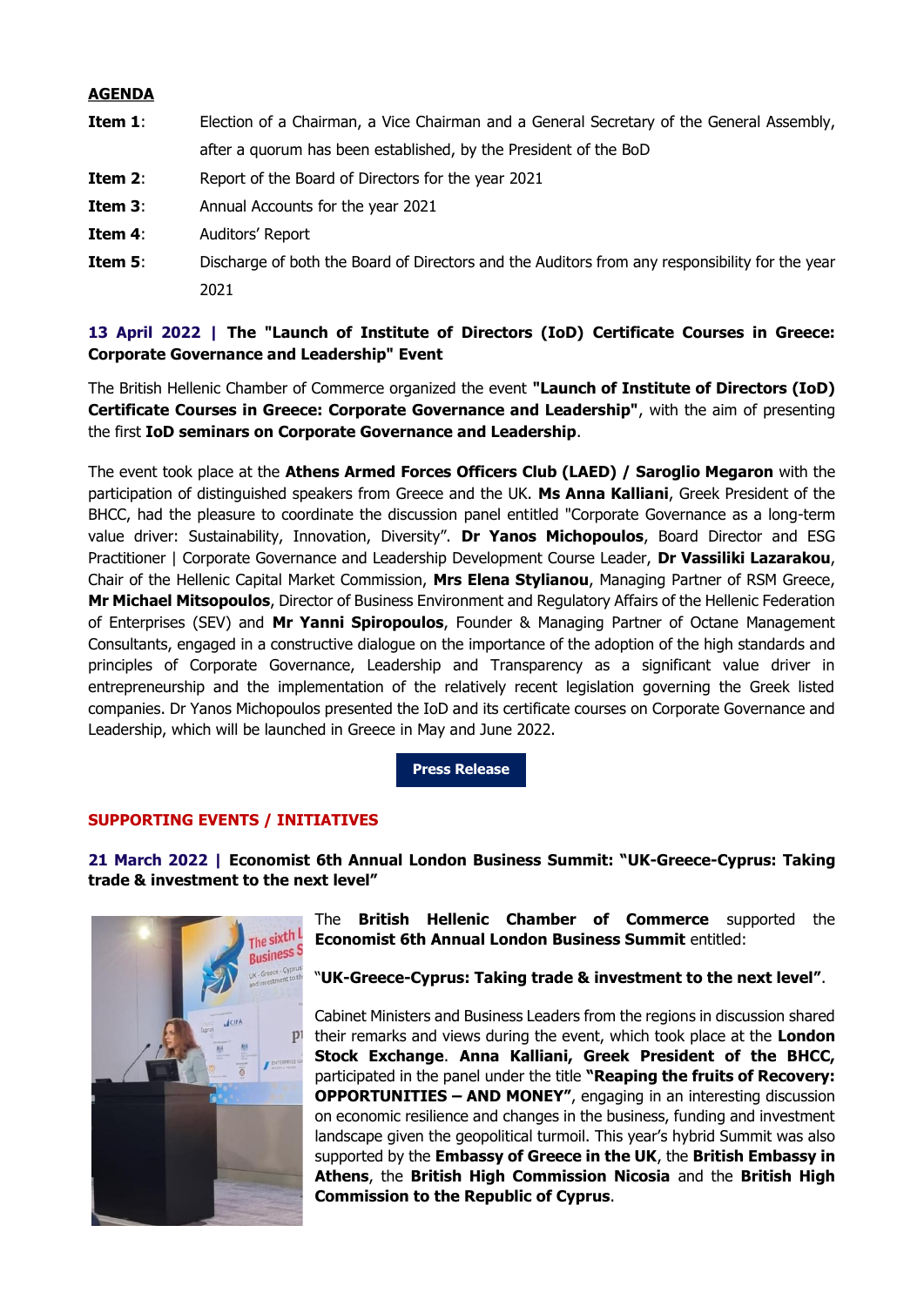**AGENDA**

**Item 1**: Election of a Chairman, a Vice Chairman and a General Secretary of the General Assembly, after a quorum has been established, by the President of the BoD

**Item 2**: Report of the Board of Directors for the year 2021

**Item 3**: Annual Accounts for the year 2021

**Item 4**: Auditors' Report

**Item 5**: Discharge of both the Board of Directors and the Auditors from any responsibility for the year 2021

**13 April 2022 | The "Launch of Institute of Directors (IoD) Certificate Courses in Greece: Corporate Governance and Leadership" Event**

The British Hellenic Chamber of Commerce organized the event **"Launch of Institute of Directors (IoD) Certificate Courses in Greece: Corporate Governance and Leadership"**, with the aim of presenting the first **IoD seminars on Corporate Governance and Leadership**.

The event took place at the **Athens Armed Forces Officers Club (LAED) / Saroglio Megaron** with the participation of distinguished speakers from Greece and the UK. **Ms Anna Kalliani**, Greek President of the BHCC, had the pleasure to coordinate the discussion panel entitled "Corporate Governance as a long-term value driver: Sustainability, Innovation, Diversity". **Dr Yanos Michopoulos**, Board Director and ESG Practitioner | Corporate Governance and Leadership Development Course Leader, **Dr Vassiliki Lazarakou**, Chair of the Hellenic Capital Market Commission, **Mrs Elena Stylianou**, Managing Partner of RSM Greece, **Mr Michael Mitsopoulos**, Director of Business Environment and Regulatory Affairs of the Hellenic Federation of Enterprises (SEV) and **Mr Yanni Spiropoulos**, Founder & Managing Partner of Octane Management Consultants, engaged in a constructive dialogue on the importance of the adoption of the high standards and principles of Corporate Governance, Leadership and Transparency as a significant value driver in entrepreneurship and the implementation of the relatively recent legislation governing the Greek listed companies. Dr Yanos Michopoulos presented the IoD and its certificate courses on Corporate Governance and Leadership, which will be launched in Greece in May and June 2022.

**Press Release**

**SUPPORTING EVENTS / INITIATIVES**

**21 March 2022 | Economist 6th Annual London Business Summit: "UK-Greece-Cyprus: Taking trade & investment to the next level"**

The **British Hellenic Chamber of Commerce** supported the **Economist 6th Annual London Business Summit** entitled:

**"UK-Greece-Cyprus: Taking trade & investment to the next level"**.

Cabinet Ministers and Business Leaders from the regions in discussion shared their remarks and views during the event, which took place at the **London Stock Exchange**. **Anna Kalliani, Greek President of the BHCC,** participated in the panel under the title **"Reaping the fruits of Recovery: OPPORTUNITIES – AND MONEY"**, engaging in an interesting discussion on economic resilience and changes in the business, funding and investment landscape given the geopolitical turmoil. This year's hybrid Summit was also supported by the **Embassy of Greece in the UK**, the **British Embassy in Athens**, the **British High Commission Nicosia** and the **British High Commission to the Republic of Cyprus**.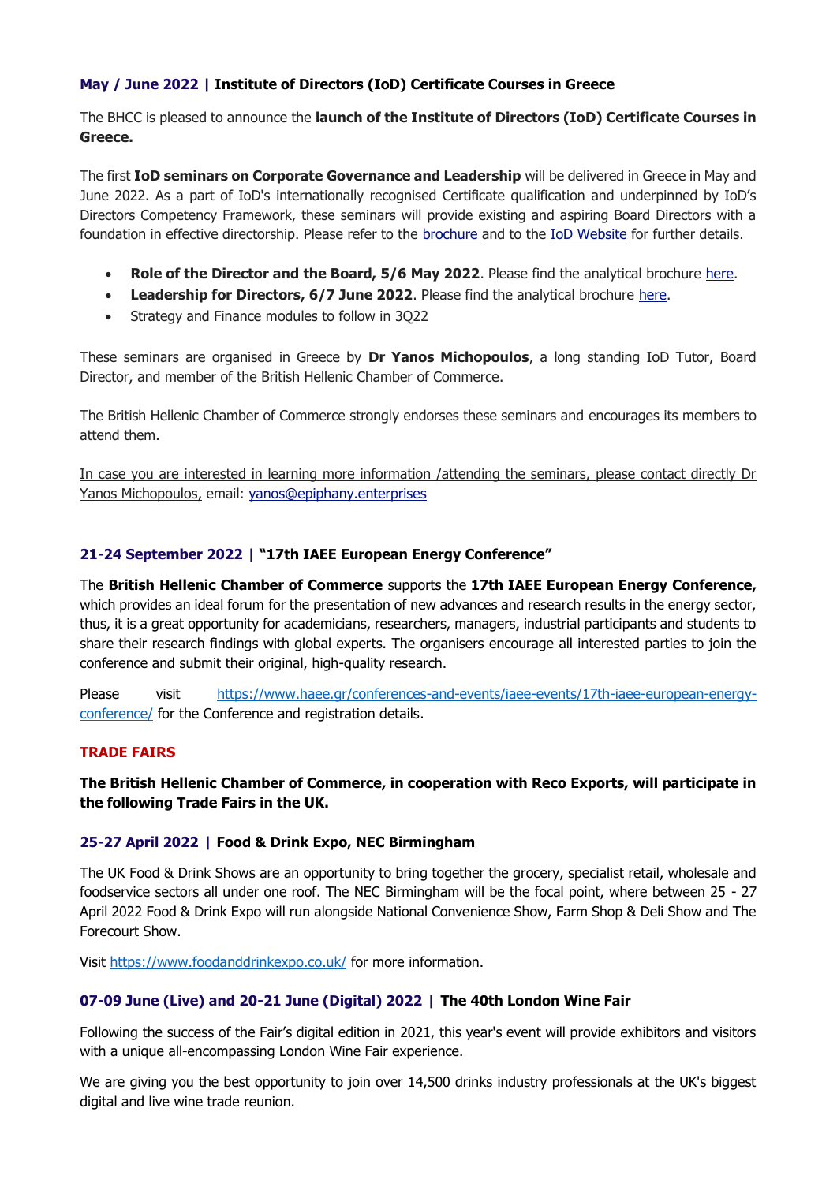### **May / June 2022 | Institute of Directors (IoD) Certificate Courses in Greece**

The BHCC is pleased to announce the **launch of the Institute of Directors (IoD) Certificate Courses in Greece.**

The first **IoD seminars on Corporate Governance and Leadership** will be delivered in Greece in May and June 2022. As a part of IoD's internationally recognised Certificate qualification and underpinned by IoD's Directors Competency Framework, these seminars will provide existing and aspiring Board Directors with a foundation in effective directorship. Please refer to the brochure and to the IoD Website for further details.

- **Role of the Director and the Board, 5/6 May 2022**. Please find the analytical brochure here.
- **Leadership for Directors, 6/7 June 2022**. Please find the analytical brochure here.
- Strategy and Finance modules to follow in 3Q22

These seminars are organised in Greece by **Dr Yanos Michopoulos**, a long standing IoD Tutor, Board Director, and member of the British Hellenic Chamber of Commerce.

The British Hellenic Chamber of Commerce strongly endorses these seminars and encourages its members to attend them.

In case you are interested in learning more information /attending the seminars, please contact directly Dr Yanos Michopoulos, email: yanos@epiphany.enterprises

### **21-24 September 2022 | "17th IAEE European Energy Conference"**

The **British Hellenic Chamber of Commerce** supports the **17th IAEE European Energy Conference,** which provides an ideal forum for the presentation of new advances and research results in the energy sector, thus, it is a great opportunity for academicians, researchers, managers, industrial participants and students to share their research findings with global experts. The organisers encourage all interested parties to join the conference and submit their original, high-quality research.

Please visit https://www.haee.gr/conferences-and-events/iaee-events/17th-iaee-european-energy-conference/ for the Conference and registration details.

## **TRADE FAIRS**

**The British Hellenic Chamber of Commerce, in cooperation with Reco Exports, will participate in the following Trade Fairs in the UK.**

### **25-27 April 2022 | Food & Drink Expo, NEC Birmingham**

The UK Food & Drink Shows are an opportunity to bring together the grocery, specialist retail, wholesale and foodservice sectors all under one roof. The NEC Birmingham will be the focal point, where between 25 - 27 April 2022 Food & Drink Expo will run alongside National Convenience Show, Farm Shop & Deli Show and The Forecourt Show.

Visit https://www.foodanddrinkexpo.co.uk/ for more information.

### **07-09 June (Live) and 20-21 June (Digital) 2022 | The 40th London Wine Fair**

Following the success of the Fair's digital edition in 2021, this year's event will provide exhibitors and visitors with a unique all-encompassing London Wine Fair experience.

We are giving you the best opportunity to join over 14,500 drinks industry professionals at the UK's biggest digital and live wine trade reunion.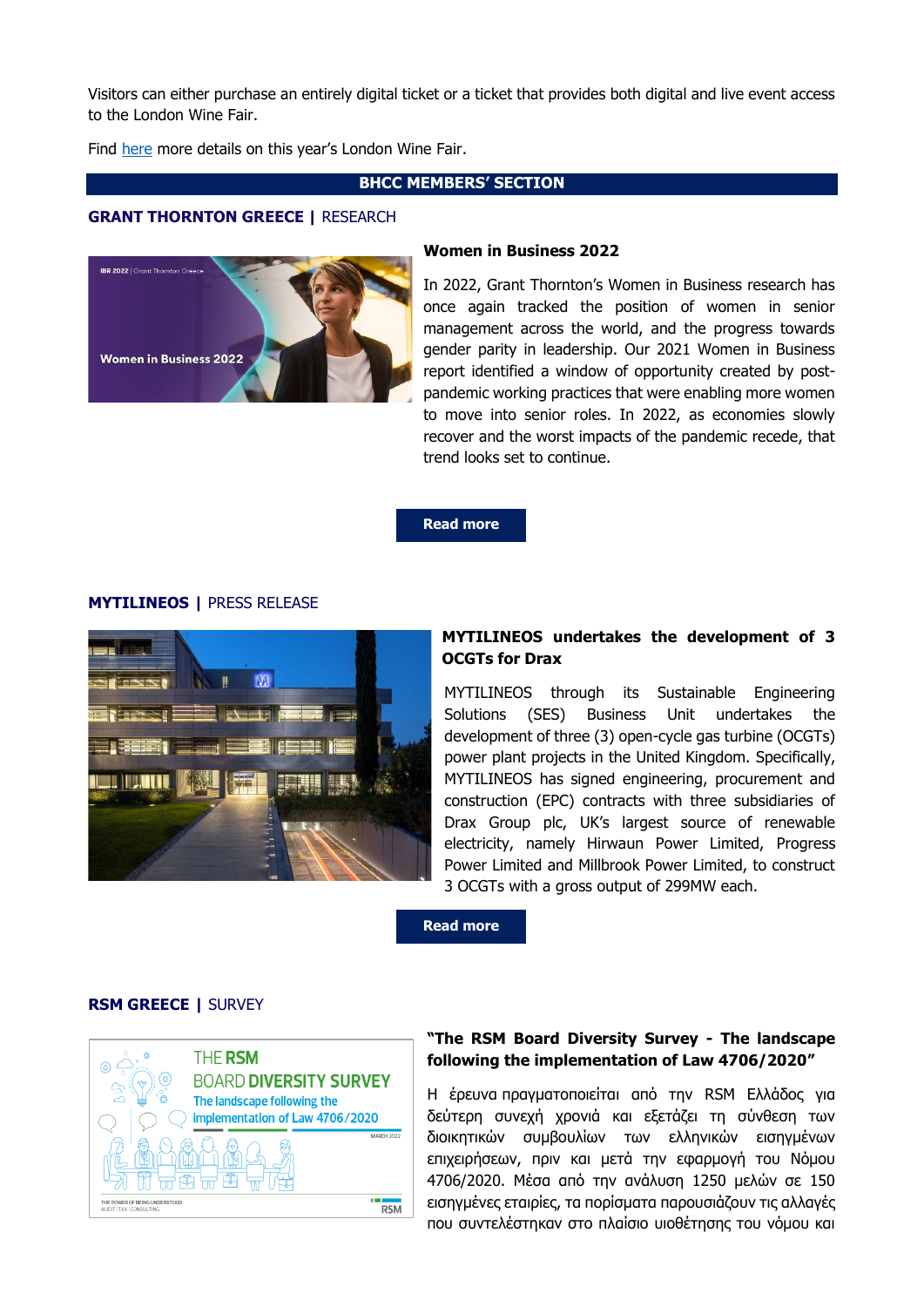Visitors can either purchase an entirely digital ticket or a ticket that provides both digital and live event access to the London Wine Fair.

Find here more details on this year's London Wine Fair.

## BHCC MEMBERS' SECTION

### GRANT THORNTON GREECE | RESEARCH

**Women in Business 2022**

In 2022, Grant Thornton's Women in Business research has once again tracked the position of women in senior management across the world, and the progress towards gender parity in leadership. Our 2021 Women in Business report identified a window of opportunity created by post-pandemic working practices that were enabling more women to move into senior roles. In 2022, as economies slowly recover and the worst impacts of the pandemic recede, that trend looks set to continue.

**Read more**

### MYTILINEOS | PRESS RELEASE

**MYTILINEOS undertakes the development of 3 OCGTs for Drax**

MYTILINEOS through its Sustainable Engineering Solutions (SES) Business Unit undertakes the development of three (3) open-cycle gas turbine (OCGTs) power plant projects in the United Kingdom. Specifically, MYTILINEOS has signed engineering, procurement and construction (EPC) contracts with three subsidiaries of Drax Group plc, UK's largest source of renewable electricity, namely Hirwaun Power Limited, Progress Power Limited and Millbrook Power Limited, to construct 3 OCGTs with a gross output of 299MW each.

**Read more**

### RSM GREECE | SURVEY

**"The RSM Board Diversity Survey - The landscape following the implementation of Law 4706/2020"**

Η έρευνα πραγματοποιείται από την RSM Ελλάδος για δεύτερη συνεχή χρονιά και εξετάζει τη σύνθεση των διοικητικών συμβουλίων των ελληνικών εισηγμένων επιχειρήσεων, πριν και μετά την εφαρμογή του Νόμου 4706/2020. Μέσα από την ανάλυση 1250 μελών σε 150 εισηγμένες εταιρίες, τα πορίσματα παρουσιάζουν τις αλλαγές που συντελέστηκαν στο πλαίσιο υιοθέτησης του νόμου και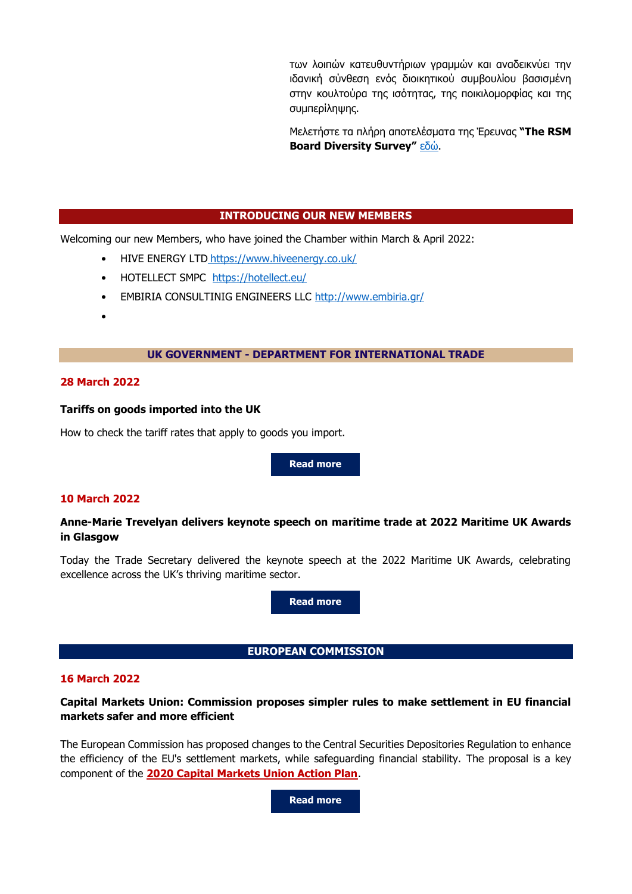των λοιπών κατευθυντήριων γραμμών και αναδεικνύει την ιδανική σύνθεση ενός διοικητικού συμβουλίου βασισμένη στην κουλτούρα της ισότητας, της ποικιλομορφίας και της συμπερίληψης.

Μελετήστε τα πλήρη αποτελέσματα της Έρευνας **"The RSM Board Diversity Survey"** εδώ.

## INTRODUCING OUR NEW MEMBERS

Welcoming our new Members, who have joined the Chamber within March & April 2022:

- HIVE ENERGY LTD https://www.hiveenergy.co.uk/
- HOTELLECT SMPC https://hotellect.eu/
- EMBIRIA CONSULTINIG ENGINEERS LLC http://www.embiria.gr/
-

## UK GOVERNMENT - DEPARTMENT FOR INTERNATIONAL TRADE

**28 March 2022**

**Tariffs on goods imported into the UK**

How to check the tariff rates that apply to goods you import.

**Read more**

**10 March 2022**

**Anne-Marie Trevelyan delivers keynote speech on maritime trade at 2022 Maritime UK Awards in Glasgow**

Today the Trade Secretary delivered the keynote speech at the 2022 Maritime UK Awards, celebrating excellence across the UK's thriving maritime sector.

**Read more**

## EUROPEAN COMMISSION

**16 March 2022**

**Capital Markets Union: Commission proposes simpler rules to make settlement in EU financial markets safer and more efficient**

The European Commission has proposed changes to the Central Securities Depositories Regulation to enhance the efficiency of the EU's settlement markets, while safeguarding financial stability. The proposal is a key component of the **2020 Capital Markets Union Action Plan**.

**Read more**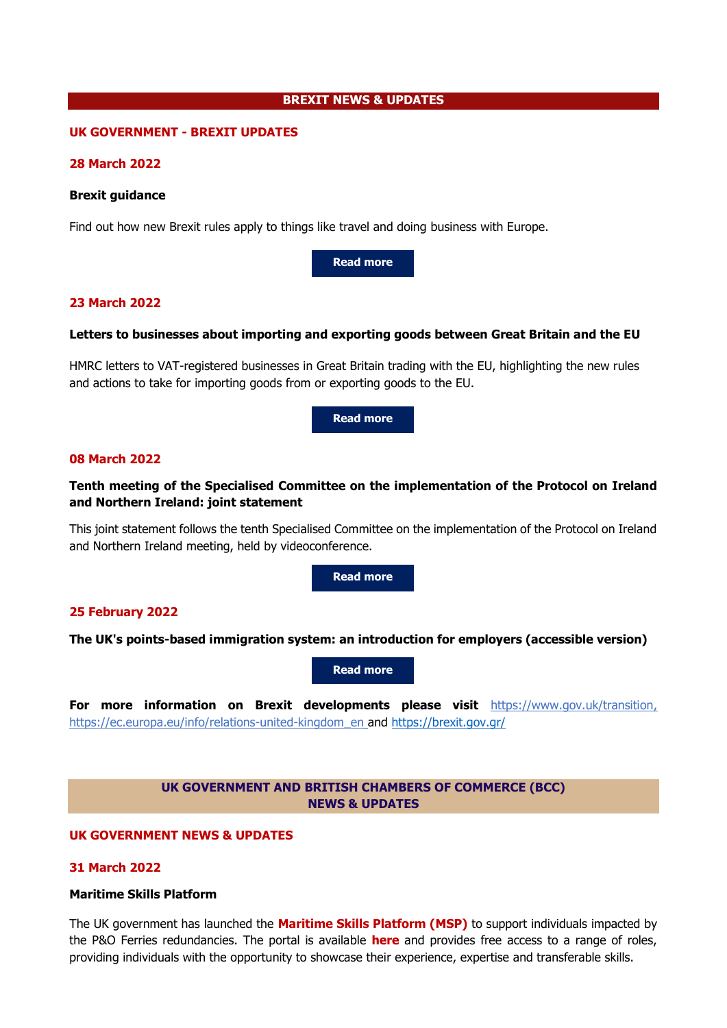## BREXIT NEWS & UPDATES

### UK GOVERNMENT - BREXIT UPDATES

**28 March 2022**

**Brexit guidance**

Find out how new Brexit rules apply to things like travel and doing business with Europe.

**Read more**

**23 March 2022**

**Letters to businesses about importing and exporting goods between Great Britain and the EU**

HMRC letters to VAT-registered businesses in Great Britain trading with the EU, highlighting the new rules and actions to take for importing goods from or exporting goods to the EU.

**Read more**

**08 March 2022**

**Tenth meeting of the Specialised Committee on the implementation of the Protocol on Ireland and Northern Ireland: joint statement**

This joint statement follows the tenth Specialised Committee on the implementation of the Protocol on Ireland and Northern Ireland meeting, held by videoconference.

**Read more**

**25 February 2022**

**The UK's points-based immigration system: an introduction for employers (accessible version)**

**Read more**

**For more information on Brexit developments please visit** https://www.gov.uk/transition, https://ec.europa.eu/info/relations-united-kingdom_en and https://brexit.gov.gr/

## UK GOVERNMENT AND BRITISH CHAMBERS OF COMMERCE (BCC) NEWS & UPDATES

### UK GOVERNMENT NEWS & UPDATES

**31 March 2022**

**Maritime Skills Platform**

The UK government has launched the **Maritime Skills Platform (MSP)** to support individuals impacted by the P&O Ferries redundancies. The portal is available **here** and provides free access to a range of roles, providing individuals with the opportunity to showcase their experience, expertise and transferable skills.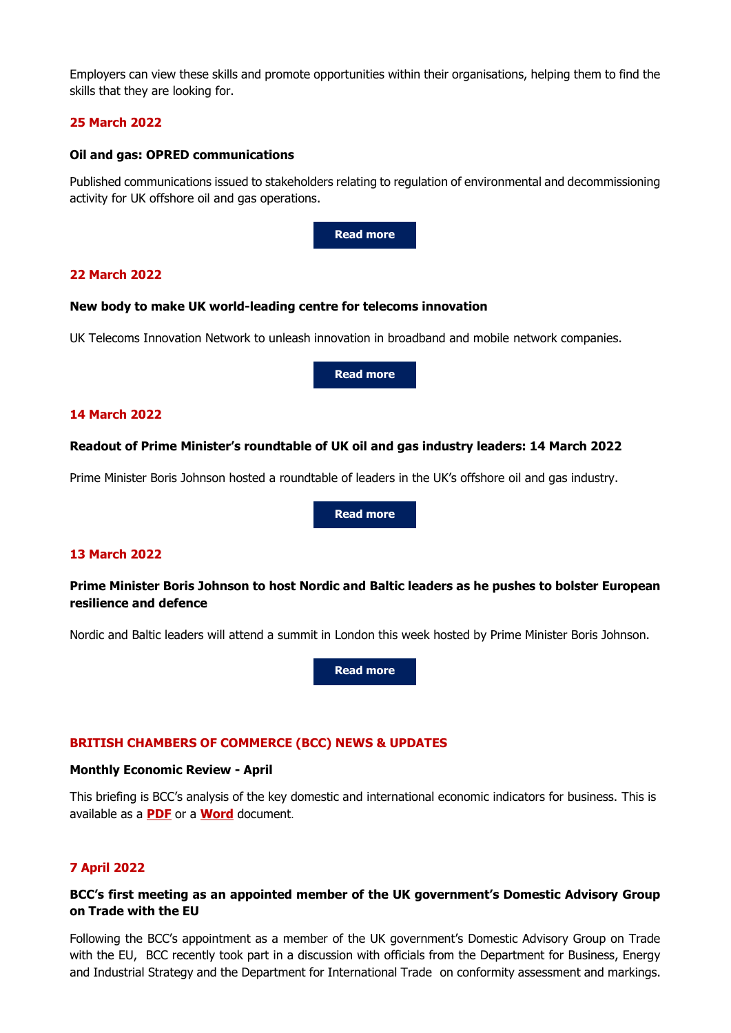Employers can view these skills and promote opportunities within their organisations, helping them to find the skills that they are looking for.

**25 March 2022**

**Oil and gas: OPRED communications**

Published communications issued to stakeholders relating to regulation of environmental and decommissioning activity for UK offshore oil and gas operations.

**Read more**

**22 March 2022**

**New body to make UK world-leading centre for telecoms innovation**

UK Telecoms Innovation Network to unleash innovation in broadband and mobile network companies.

**Read more**

**14 March 2022**

**Readout of Prime Minister's roundtable of UK oil and gas industry leaders: 14 March 2022**

Prime Minister Boris Johnson hosted a roundtable of leaders in the UK's offshore oil and gas industry.

**Read more**

**13 March 2022**

**Prime Minister Boris Johnson to host Nordic and Baltic leaders as he pushes to bolster European resilience and defence**

Nordic and Baltic leaders will attend a summit in London this week hosted by Prime Minister Boris Johnson.

**Read more**

## BRITISH CHAMBERS OF COMMERCE (BCC) NEWS & UPDATES

**Monthly Economic Review - April**

This briefing is BCC's analysis of the key domestic and international economic indicators for business. This is available as a **PDF** or a **Word** document.

**7 April 2022**

**BCC's first meeting as an appointed member of the UK government's Domestic Advisory Group on Trade with the EU**

Following the BCC's appointment as a member of the UK government's Domestic Advisory Group on Trade with the EU, BCC recently took part in a discussion with officials from the Department for Business, Energy and Industrial Strategy and the Department for International Trade on conformity assessment and markings.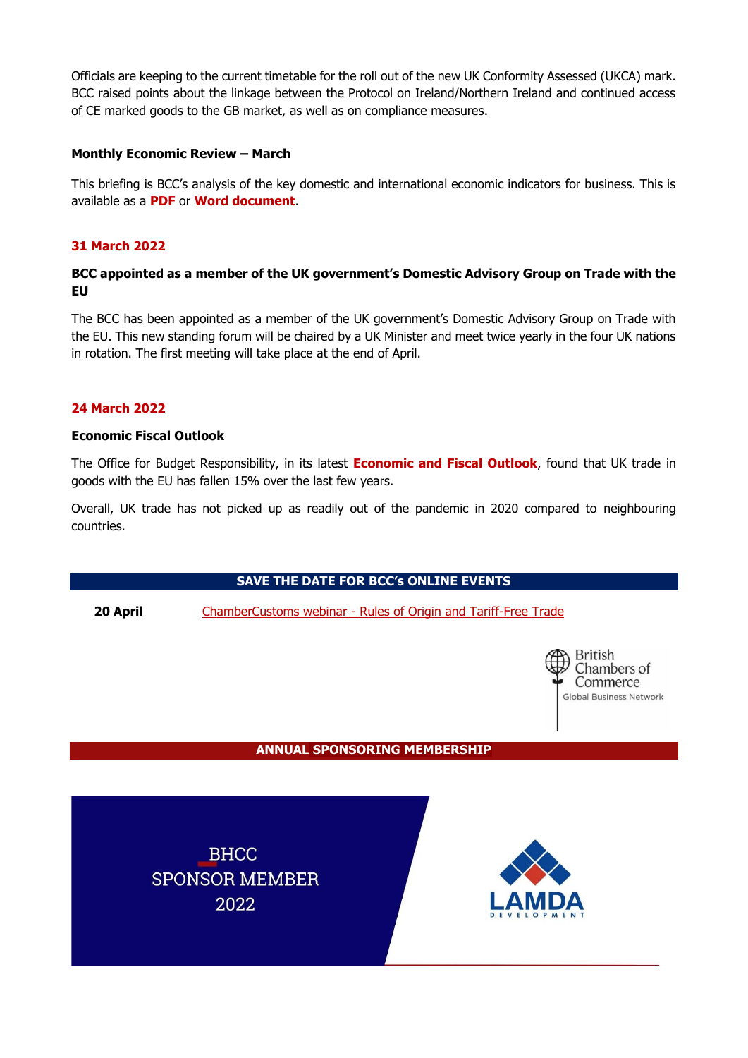Officials are keeping to the current timetable for the roll out of the new UK Conformity Assessed (UKCA) mark. BCC raised points about the linkage between the Protocol on Ireland/Northern Ireland and continued access of CE marked goods to the GB market, as well as on compliance measures.

**Monthly Economic Review – March**

This briefing is BCC's analysis of the key domestic and international economic indicators for business. This is available as a **PDF** or **Word document**.

## 31 March 2022

**BCC appointed as a member of the UK government's Domestic Advisory Group on Trade with the EU**

The BCC has been appointed as a member of the UK government's Domestic Advisory Group on Trade with the EU. This new standing forum will be chaired by a UK Minister and meet twice yearly in the four UK nations in rotation. The first meeting will take place at the end of April.

## 24 March 2022

**Economic Fiscal Outlook**

The Office for Budget Responsibility, in its latest **Economic and Fiscal Outlook**, found that UK trade in goods with the EU has fallen 15% over the last few years.

Overall, UK trade has not picked up as readily out of the pandemic in 2020 compared to neighbouring countries.

**SAVE THE DATE FOR BCC's ONLINE EVENTS**

| | |
|---|---|
| **20 April** | ChamberCustoms webinar - Rules of Origin and Tariff-Free Trade |

British Chambers of Commerce
Global Business Network

**ANNUAL SPONSORING MEMBERSHIP**

BHCC SPONSOR MEMBER 2022

LAMDA DEVELOPMENT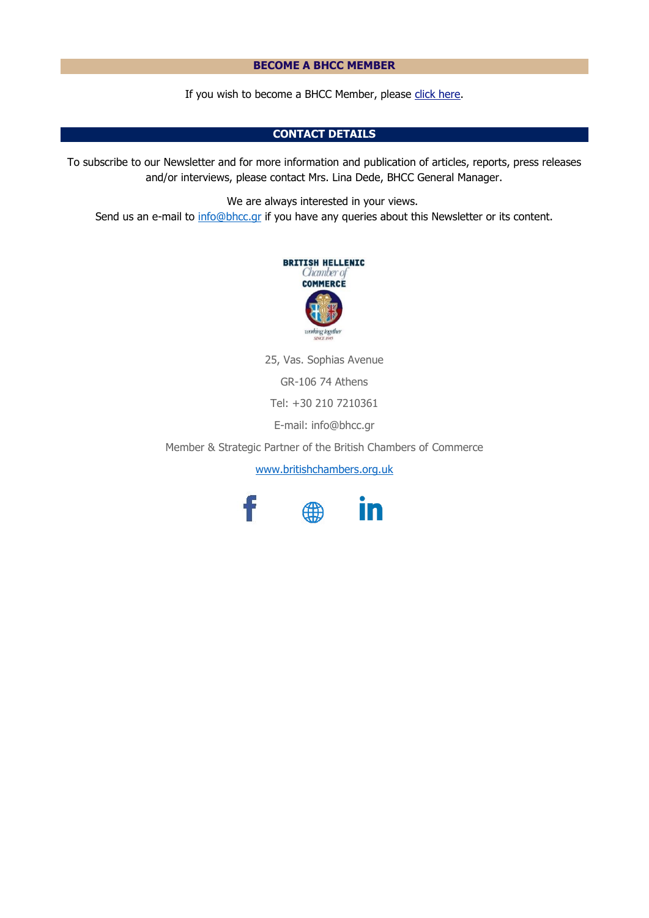## BECOME A BHCC MEMBER

If you wish to become a BHCC Member, please click here.

## CONTACT DETAILS

To subscribe to our Newsletter and for more information and publication of articles, reports, press releases and/or interviews, please contact Mrs. Lina Dede, BHCC General Manager.

We are always interested in your views.
Send us an e-mail to info@bhcc.gr if you have any queries about this Newsletter or its content.

BRITISH HELLENIC Chamber of COMMERCE

working together SINCE 1945

25, Vas. Sophias Avenue

GR-106 74 Athens

Tel: +30 210 7210361

E-mail: info@bhcc.gr

Member & Strategic Partner of the British Chambers of Commerce

www.britishchambers.org.uk